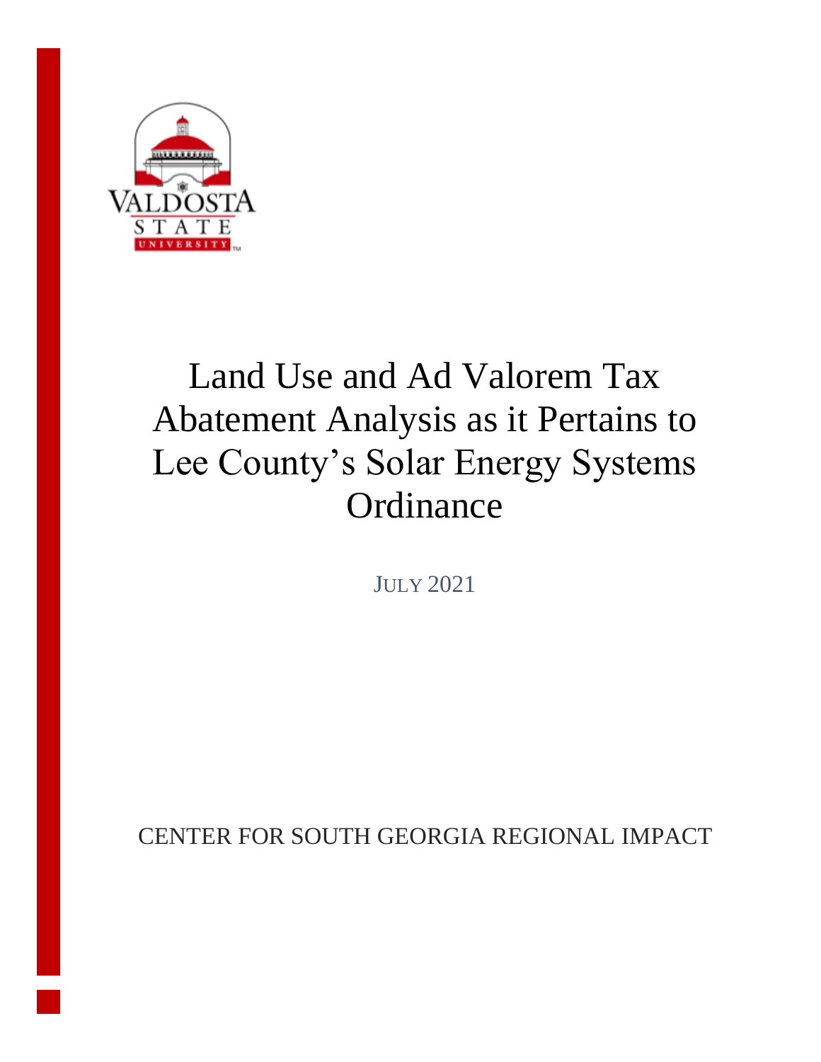VALDOSTA STATE UNIVERSITY

# Land Use and Ad Valorem Tax Abatement Analysis as it Pertains to Lee County's Solar Energy Systems Ordinance

JULY 2021

CENTER FOR SOUTH GEORGIA REGIONAL IMPACT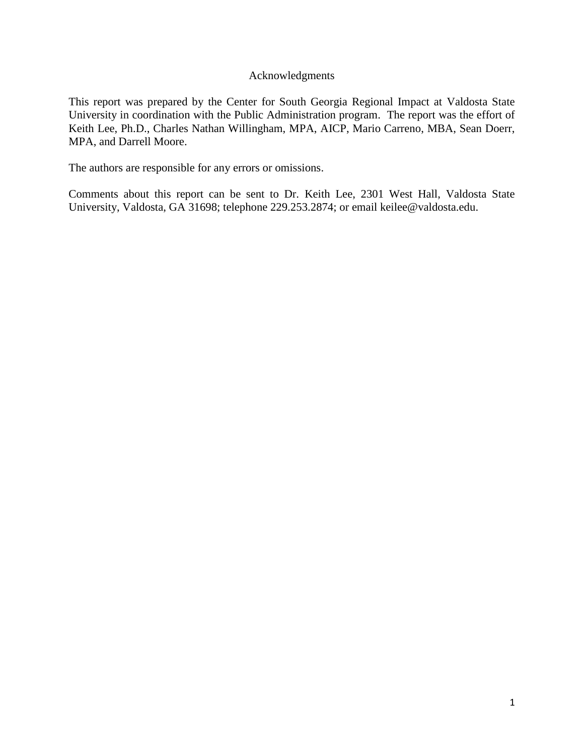# Acknowledgments

This report was prepared by the Center for South Georgia Regional Impact at Valdosta State University in coordination with the Public Administration program. The report was the effort of Keith Lee, Ph.D., Charles Nathan Willingham, MPA, AICP, Mario Carreno, MBA, Sean Doerr, MPA, and Darrell Moore.

The authors are responsible for any errors or omissions.

Comments about this report can be sent to Dr. Keith Lee, 2301 West Hall, Valdosta State University, Valdosta, GA 31698; telephone 229.253.2874; or email keilee@valdosta.edu.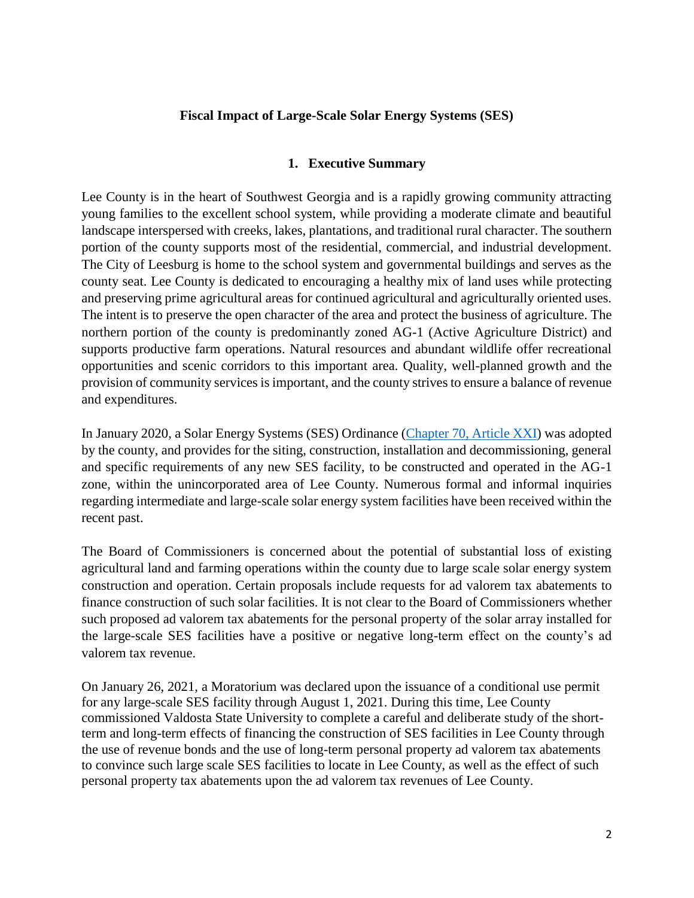**Fiscal Impact of Large-Scale Solar Energy Systems (SES)**

## 1. Executive Summary

Lee County is in the heart of Southwest Georgia and is a rapidly growing community attracting young families to the excellent school system, while providing a moderate climate and beautiful landscape interspersed with creeks, lakes, plantations, and traditional rural character. The southern portion of the county supports most of the residential, commercial, and industrial development. The City of Leesburg is home to the school system and governmental buildings and serves as the county seat. Lee County is dedicated to encouraging a healthy mix of land uses while protecting and preserving prime agricultural areas for continued agricultural and agriculturally oriented uses. The intent is to preserve the open character of the area and protect the business of agriculture. The northern portion of the county is predominantly zoned AG-1 (Active Agriculture District) and supports productive farm operations. Natural resources and abundant wildlife offer recreational opportunities and scenic corridors to this important area. Quality, well-planned growth and the provision of community services is important, and the county strives to ensure a balance of revenue and expenditures.

In January 2020, a Solar Energy Systems (SES) Ordinance (Chapter 70, Article XXI) was adopted by the county, and provides for the siting, construction, installation and decommissioning, general and specific requirements of any new SES facility, to be constructed and operated in the AG-1 zone, within the unincorporated area of Lee County. Numerous formal and informal inquiries regarding intermediate and large-scale solar energy system facilities have been received within the recent past.

The Board of Commissioners is concerned about the potential of substantial loss of existing agricultural land and farming operations within the county due to large scale solar energy system construction and operation. Certain proposals include requests for ad valorem tax abatements to finance construction of such solar facilities. It is not clear to the Board of Commissioners whether such proposed ad valorem tax abatements for the personal property of the solar array installed for the large-scale SES facilities have a positive or negative long-term effect on the county's ad valorem tax revenue.

On January 26, 2021, a Moratorium was declared upon the issuance of a conditional use permit for any large-scale SES facility through August 1, 2021. During this time, Lee County commissioned Valdosta State University to complete a careful and deliberate study of the short-term and long-term effects of financing the construction of SES facilities in Lee County through the use of revenue bonds and the use of long-term personal property ad valorem tax abatements to convince such large scale SES facilities to locate in Lee County, as well as the effect of such personal property tax abatements upon the ad valorem tax revenues of Lee County.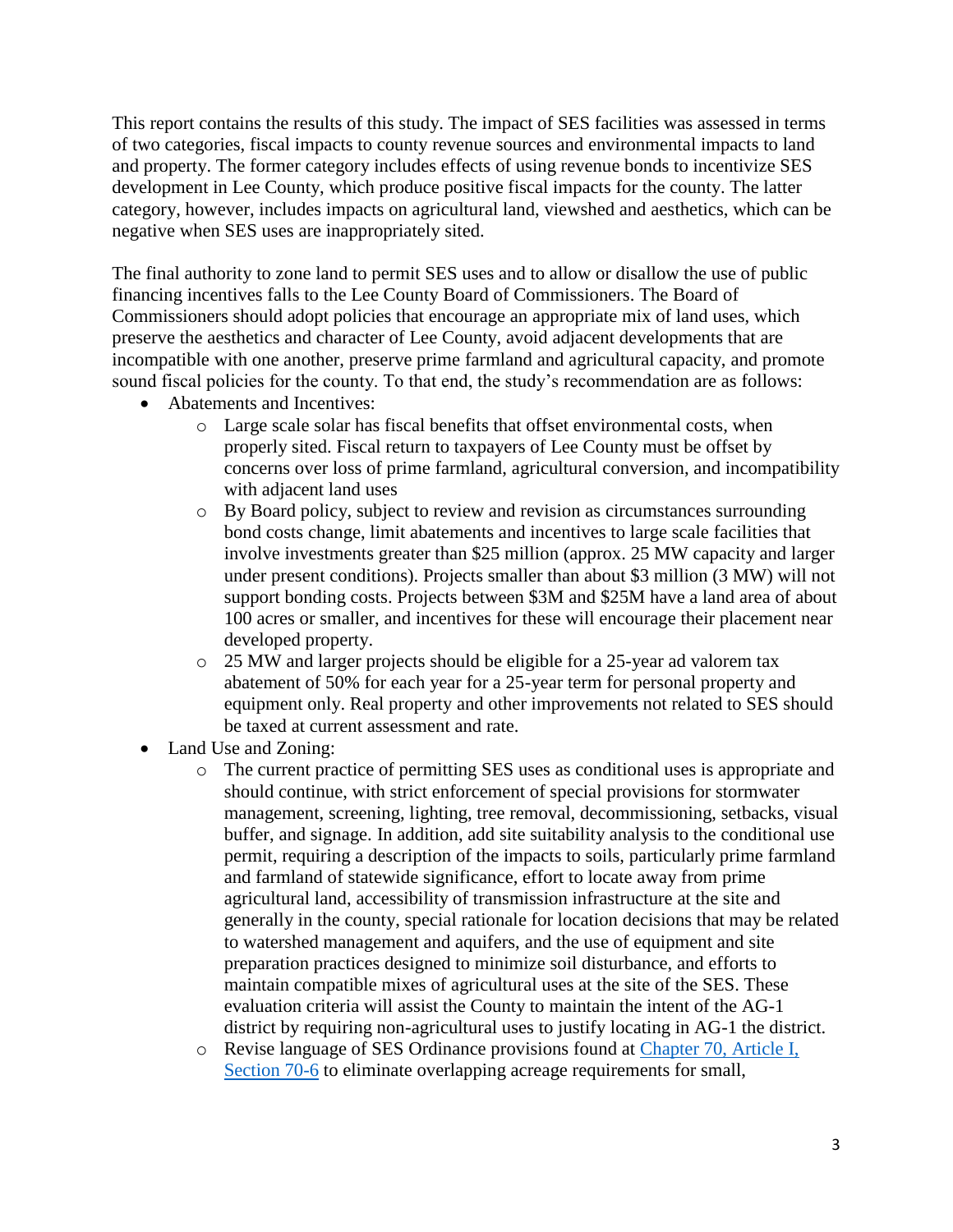This report contains the results of this study. The impact of SES facilities was assessed in terms of two categories, fiscal impacts to county revenue sources and environmental impacts to land and property. The former category includes effects of using revenue bonds to incentivize SES development in Lee County, which produce positive fiscal impacts for the county. The latter category, however, includes impacts on agricultural land, viewshed and aesthetics, which can be negative when SES uses are inappropriately sited.

The final authority to zone land to permit SES uses and to allow or disallow the use of public financing incentives falls to the Lee County Board of Commissioners. The Board of Commissioners should adopt policies that encourage an appropriate mix of land uses, which preserve the aesthetics and character of Lee County, avoid adjacent developments that are incompatible with one another, preserve prime farmland and agricultural capacity, and promote sound fiscal policies for the county. To that end, the study's recommendation are as follows:

- Abatements and Incentives:
  - Large scale solar has fiscal benefits that offset environmental costs, when properly sited. Fiscal return to taxpayers of Lee County must be offset by concerns over loss of prime farmland, agricultural conversion, and incompatibility with adjacent land uses
  - By Board policy, subject to review and revision as circumstances surrounding bond costs change, limit abatements and incentives to large scale facilities that involve investments greater than $25 million (approx. 25 MW capacity and larger under present conditions). Projects smaller than about $3 million (3 MW) will not support bonding costs. Projects between $3M and $25M have a land area of about 100 acres or smaller, and incentives for these will encourage their placement near developed property.
  - 25 MW and larger projects should be eligible for a 25-year ad valorem tax abatement of 50% for each year for a 25-year term for personal property and equipment only. Real property and other improvements not related to SES should be taxed at current assessment and rate.
- Land Use and Zoning:
  - The current practice of permitting SES uses as conditional uses is appropriate and should continue, with strict enforcement of special provisions for stormwater management, screening, lighting, tree removal, decommissioning, setbacks, visual buffer, and signage. In addition, add site suitability analysis to the conditional use permit, requiring a description of the impacts to soils, particularly prime farmland and farmland of statewide significance, effort to locate away from prime agricultural land, accessibility of transmission infrastructure at the site and generally in the county, special rationale for location decisions that may be related to watershed management and aquifers, and the use of equipment and site preparation practices designed to minimize soil disturbance, and efforts to maintain compatible mixes of agricultural uses at the site of the SES. These evaluation criteria will assist the County to maintain the intent of the AG-1 district by requiring non-agricultural uses to justify locating in AG-1 the district.
  - Revise language of SES Ordinance provisions found at Chapter 70, Article I, Section 70-6 to eliminate overlapping acreage requirements for small,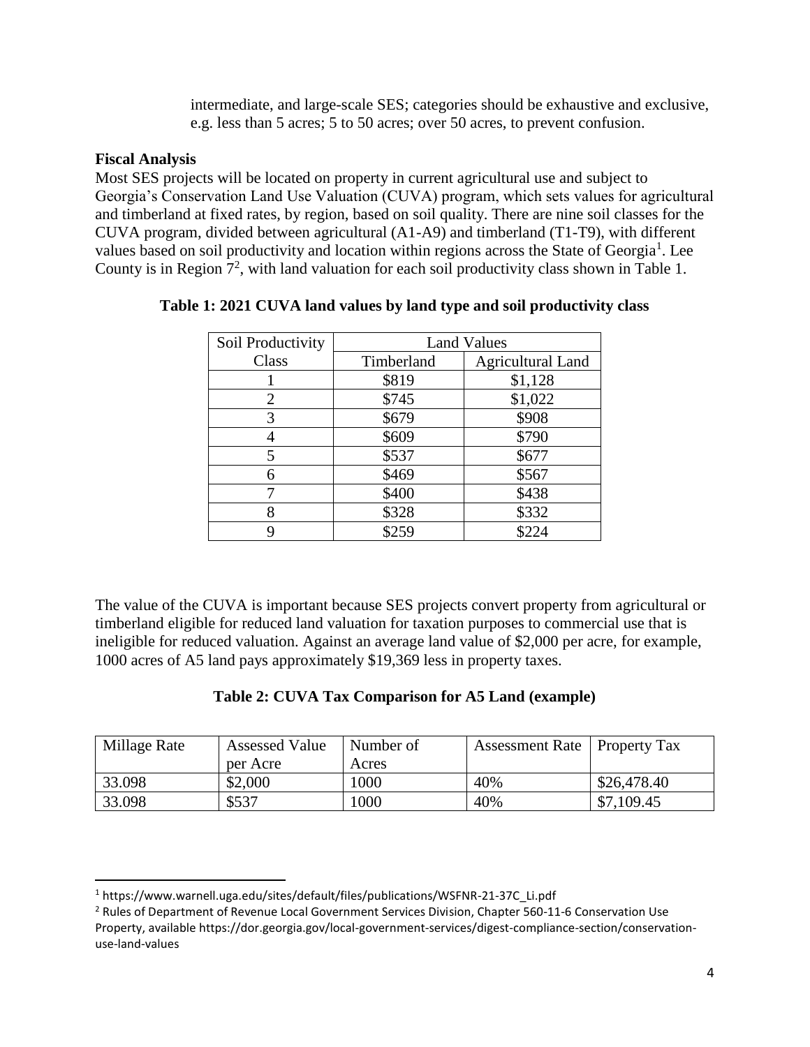intermediate, and large-scale SES; categories should be exhaustive and exclusive, e.g. less than 5 acres; 5 to 50 acres; over 50 acres, to prevent confusion.

**Fiscal Analysis**

Most SES projects will be located on property in current agricultural use and subject to Georgia's Conservation Land Use Valuation (CUVA) program, which sets values for agricultural and timberland at fixed rates, by region, based on soil quality. There are nine soil classes for the CUVA program, divided between agricultural (A1-A9) and timberland (T1-T9), with different values based on soil productivity and location within regions across the State of Georgia[1]. Lee County is in Region 7[2], with land valuation for each soil productivity class shown in Table 1.

**Table 1: 2021 CUVA land values by land type and soil productivity class**

| Soil Productivity Class | Land Values | |
|---|---|---|
| | Timberland | Agricultural Land |
| 1 | $819 | $1,128 |
| 2 | $745 | $1,022 |
| 3 | $679 | $908 |
| 4 | $609 | $790 |
| 5 | $537 | $677 |
| 6 | $469 | $567 |
| 7 | $400 | $438 |
| 8 | $328 | $332 |
| 9 | $259 | $224 |

The value of the CUVA is important because SES projects convert property from agricultural or timberland eligible for reduced land valuation for taxation purposes to commercial use that is ineligible for reduced valuation. Against an average land value of $2,000 per acre, for example, 1000 acres of A5 land pays approximately $19,369 less in property taxes.

**Table 2: CUVA Tax Comparison for A5 Land (example)**

| Millage Rate | Assessed Value per Acre | Number of Acres | Assessment Rate | Property Tax |
|---|---|---|---|---|
| 33.098 | $2,000 | 1000 | 40% | $26,478.40 |
| 33.098 | $537 | 1000 | 40% | $7,109.45 |

[1] https://www.warnell.uga.edu/sites/default/files/publications/WSFNR-21-37C_Li.pdf

[2] Rules of Department of Revenue Local Government Services Division, Chapter 560-11-6 Conservation Use Property, available https://dor.georgia.gov/local-government-services/digest-compliance-section/conservation-use-land-values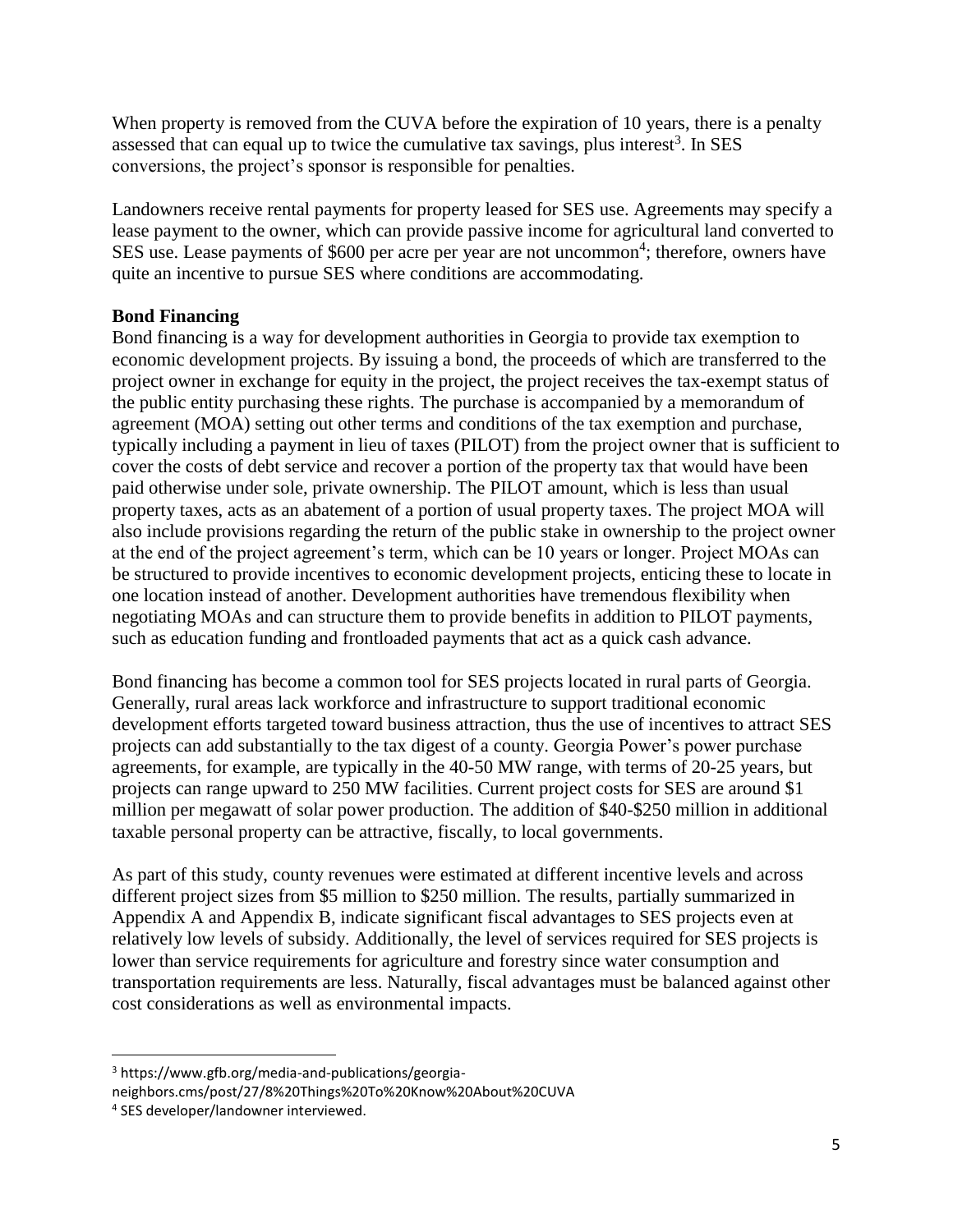When property is removed from the CUVA before the expiration of 10 years, there is a penalty assessed that can equal up to twice the cumulative tax savings, plus interest[3]. In SES conversions, the project's sponsor is responsible for penalties.

Landowners receive rental payments for property leased for SES use. Agreements may specify a lease payment to the owner, which can provide passive income for agricultural land converted to SES use. Lease payments of $600 per acre per year are not uncommon[4]; therefore, owners have quite an incentive to pursue SES where conditions are accommodating.

**Bond Financing**

Bond financing is a way for development authorities in Georgia to provide tax exemption to economic development projects. By issuing a bond, the proceeds of which are transferred to the project owner in exchange for equity in the project, the project receives the tax-exempt status of the public entity purchasing these rights. The purchase is accompanied by a memorandum of agreement (MOA) setting out other terms and conditions of the tax exemption and purchase, typically including a payment in lieu of taxes (PILOT) from the project owner that is sufficient to cover the costs of debt service and recover a portion of the property tax that would have been paid otherwise under sole, private ownership. The PILOT amount, which is less than usual property taxes, acts as an abatement of a portion of usual property taxes. The project MOA will also include provisions regarding the return of the public stake in ownership to the project owner at the end of the project agreement's term, which can be 10 years or longer. Project MOAs can be structured to provide incentives to economic development projects, enticing these to locate in one location instead of another. Development authorities have tremendous flexibility when negotiating MOAs and can structure them to provide benefits in addition to PILOT payments, such as education funding and frontloaded payments that act as a quick cash advance.

Bond financing has become a common tool for SES projects located in rural parts of Georgia. Generally, rural areas lack workforce and infrastructure to support traditional economic development efforts targeted toward business attraction, thus the use of incentives to attract SES projects can add substantially to the tax digest of a county. Georgia Power's power purchase agreements, for example, are typically in the 40-50 MW range, with terms of 20-25 years, but projects can range upward to 250 MW facilities. Current project costs for SES are around $1 million per megawatt of solar power production. The addition of $40-$250 million in additional taxable personal property can be attractive, fiscally, to local governments.

As part of this study, county revenues were estimated at different incentive levels and across different project sizes from $5 million to $250 million. The results, partially summarized in Appendix A and Appendix B, indicate significant fiscal advantages to SES projects even at relatively low levels of subsidy. Additionally, the level of services required for SES projects is lower than service requirements for agriculture and forestry since water consumption and transportation requirements are less. Naturally, fiscal advantages must be balanced against other cost considerations as well as environmental impacts.

---

[3] https://www.gfb.org/media-and-publications/georgia-neighbors.cms/post/27/8%20Things%20To%20Know%20About%20CUVA

[4] SES developer/landowner interviewed.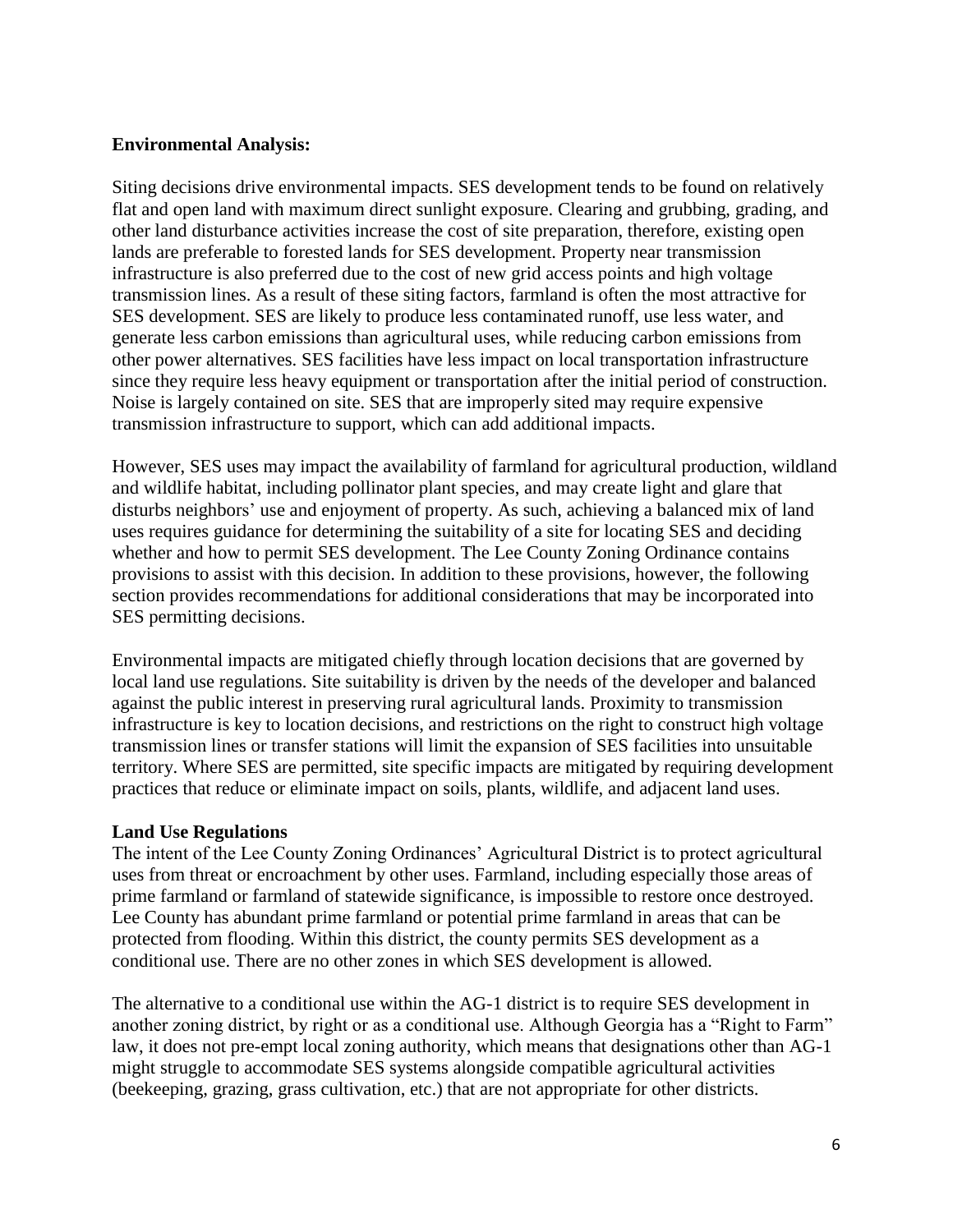**Environmental Analysis:**

Siting decisions drive environmental impacts. SES development tends to be found on relatively flat and open land with maximum direct sunlight exposure. Clearing and grubbing, grading, and other land disturbance activities increase the cost of site preparation, therefore, existing open lands are preferable to forested lands for SES development. Property near transmission infrastructure is also preferred due to the cost of new grid access points and high voltage transmission lines. As a result of these siting factors, farmland is often the most attractive for SES development. SES are likely to produce less contaminated runoff, use less water, and generate less carbon emissions than agricultural uses, while reducing carbon emissions from other power alternatives. SES facilities have less impact on local transportation infrastructure since they require less heavy equipment or transportation after the initial period of construction. Noise is largely contained on site. SES that are improperly sited may require expensive transmission infrastructure to support, which can add additional impacts.

However, SES uses may impact the availability of farmland for agricultural production, wildland and wildlife habitat, including pollinator plant species, and may create light and glare that disturbs neighbors' use and enjoyment of property. As such, achieving a balanced mix of land uses requires guidance for determining the suitability of a site for locating SES and deciding whether and how to permit SES development. The Lee County Zoning Ordinance contains provisions to assist with this decision. In addition to these provisions, however, the following section provides recommendations for additional considerations that may be incorporated into SES permitting decisions.

Environmental impacts are mitigated chiefly through location decisions that are governed by local land use regulations. Site suitability is driven by the needs of the developer and balanced against the public interest in preserving rural agricultural lands. Proximity to transmission infrastructure is key to location decisions, and restrictions on the right to construct high voltage transmission lines or transfer stations will limit the expansion of SES facilities into unsuitable territory. Where SES are permitted, site specific impacts are mitigated by requiring development practices that reduce or eliminate impact on soils, plants, wildlife, and adjacent land uses.

**Land Use Regulations**

The intent of the Lee County Zoning Ordinances' Agricultural District is to protect agricultural uses from threat or encroachment by other uses. Farmland, including especially those areas of prime farmland or farmland of statewide significance, is impossible to restore once destroyed. Lee County has abundant prime farmland or potential prime farmland in areas that can be protected from flooding. Within this district, the county permits SES development as a conditional use. There are no other zones in which SES development is allowed.

The alternative to a conditional use within the AG-1 district is to require SES development in another zoning district, by right or as a conditional use. Although Georgia has a "Right to Farm" law, it does not pre-empt local zoning authority, which means that designations other than AG-1 might struggle to accommodate SES systems alongside compatible agricultural activities (beekeeping, grazing, grass cultivation, etc.) that are not appropriate for other districts.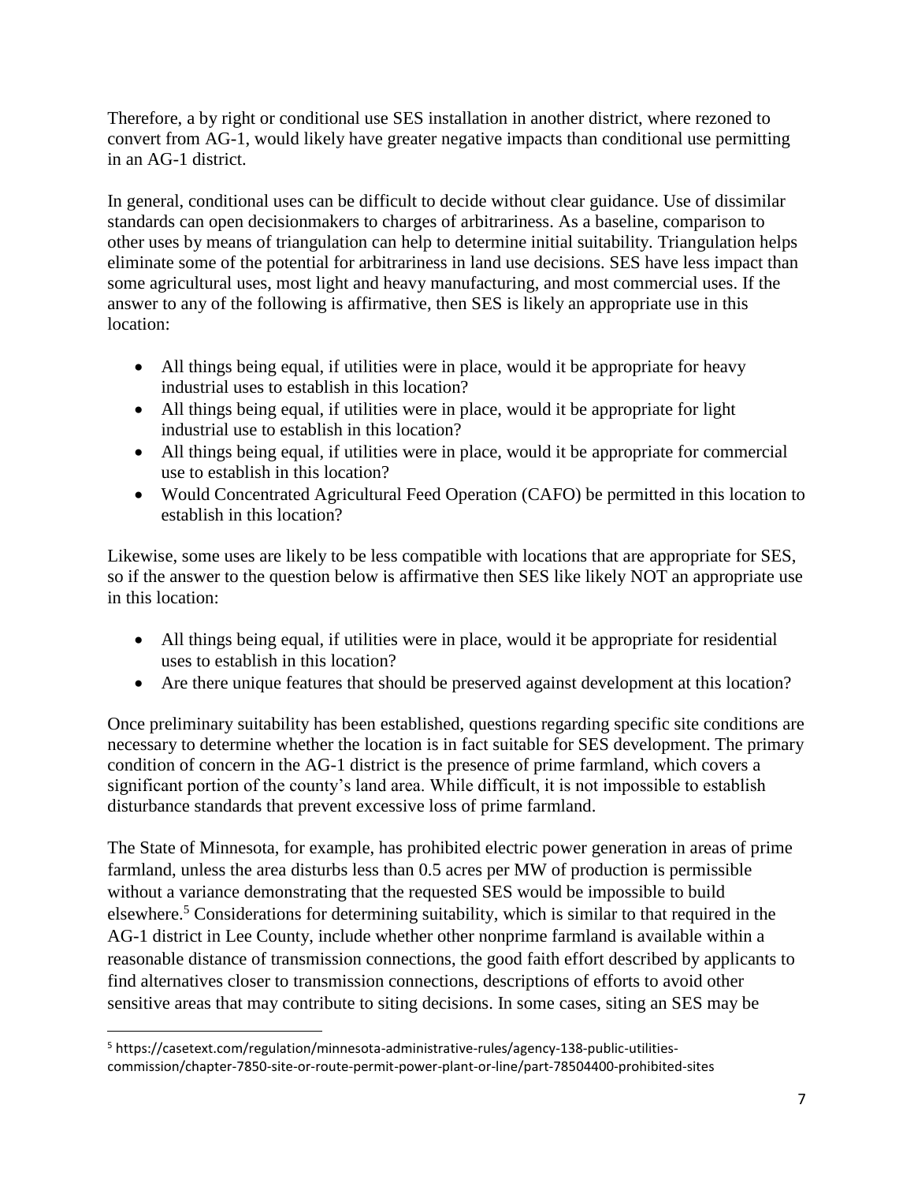Therefore, a by right or conditional use SES installation in another district, where rezoned to convert from AG-1, would likely have greater negative impacts than conditional use permitting in an AG-1 district.

In general, conditional uses can be difficult to decide without clear guidance. Use of dissimilar standards can open decisionmakers to charges of arbitrariness. As a baseline, comparison to other uses by means of triangulation can help to determine initial suitability. Triangulation helps eliminate some of the potential for arbitrariness in land use decisions. SES have less impact than some agricultural uses, most light and heavy manufacturing, and most commercial uses. If the answer to any of the following is affirmative, then SES is likely an appropriate use in this location:

- All things being equal, if utilities were in place, would it be appropriate for heavy industrial uses to establish in this location?
- All things being equal, if utilities were in place, would it be appropriate for light industrial use to establish in this location?
- All things being equal, if utilities were in place, would it be appropriate for commercial use to establish in this location?
- Would Concentrated Agricultural Feed Operation (CAFO) be permitted in this location to establish in this location?

Likewise, some uses are likely to be less compatible with locations that are appropriate for SES, so if the answer to the question below is affirmative then SES like likely NOT an appropriate use in this location:

- All things being equal, if utilities were in place, would it be appropriate for residential uses to establish in this location?
- Are there unique features that should be preserved against development at this location?

Once preliminary suitability has been established, questions regarding specific site conditions are necessary to determine whether the location is in fact suitable for SES development. The primary condition of concern in the AG-1 district is the presence of prime farmland, which covers a significant portion of the county's land area. While difficult, it is not impossible to establish disturbance standards that prevent excessive loss of prime farmland.

The State of Minnesota, for example, has prohibited electric power generation in areas of prime farmland, unless the area disturbs less than 0.5 acres per MW of production is permissible without a variance demonstrating that the requested SES would be impossible to build elsewhere.[5] Considerations for determining suitability, which is similar to that required in the AG-1 district in Lee County, include whether other nonprime farmland is available within a reasonable distance of transmission connections, the good faith effort described by applicants to find alternatives closer to transmission connections, descriptions of efforts to avoid other sensitive areas that may contribute to siting decisions. In some cases, siting an SES may be

[5] https://casetext.com/regulation/minnesota-administrative-rules/agency-138-public-utilities-commission/chapter-7850-site-or-route-permit-power-plant-or-line/part-78504400-prohibited-sites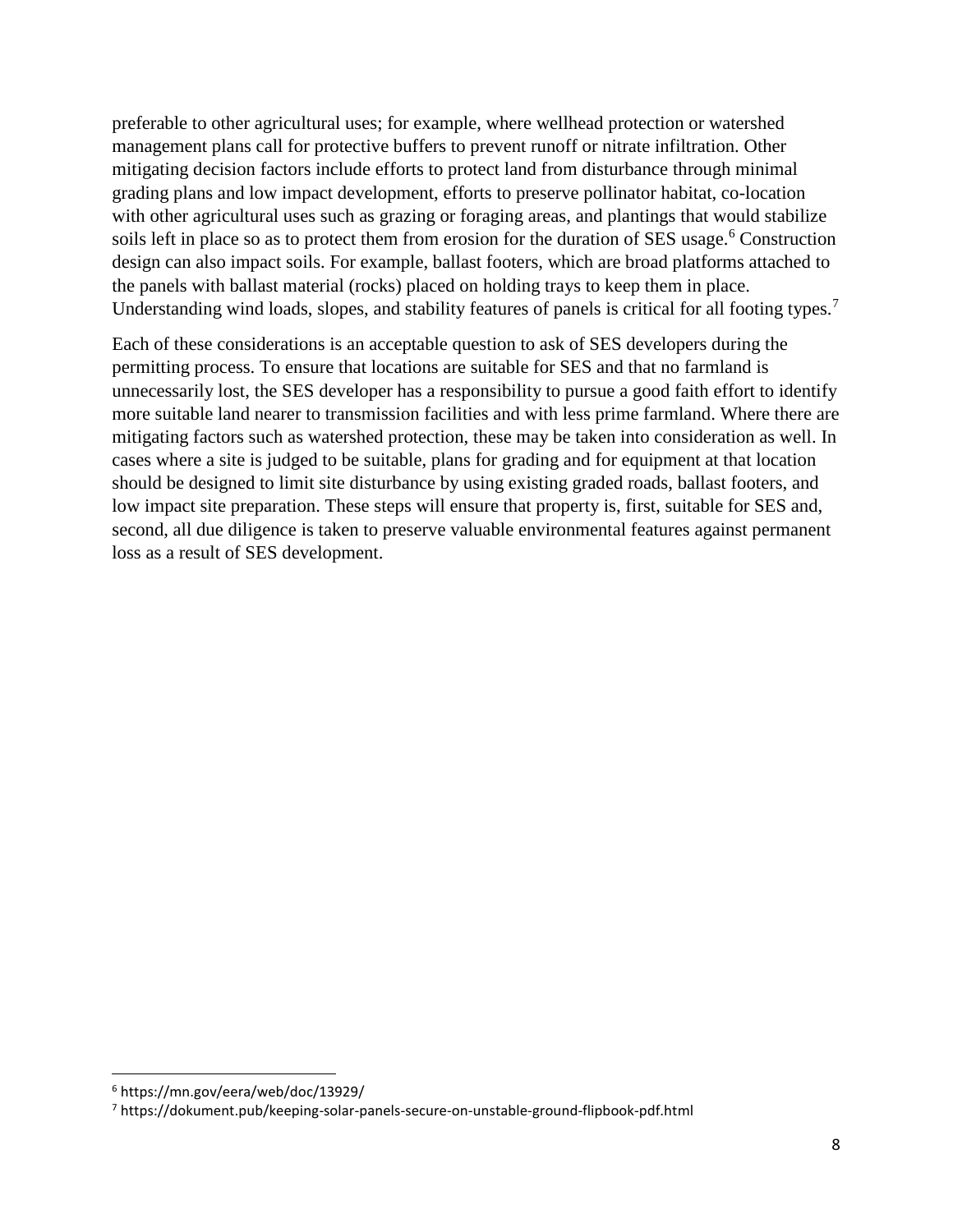preferable to other agricultural uses; for example, where wellhead protection or watershed management plans call for protective buffers to prevent runoff or nitrate infiltration. Other mitigating decision factors include efforts to protect land from disturbance through minimal grading plans and low impact development, efforts to preserve pollinator habitat, co-location with other agricultural uses such as grazing or foraging areas, and plantings that would stabilize soils left in place so as to protect them from erosion for the duration of SES usage.[6] Construction design can also impact soils. For example, ballast footers, which are broad platforms attached to the panels with ballast material (rocks) placed on holding trays to keep them in place. Understanding wind loads, slopes, and stability features of panels is critical for all footing types.[7]

Each of these considerations is an acceptable question to ask of SES developers during the permitting process. To ensure that locations are suitable for SES and that no farmland is unnecessarily lost, the SES developer has a responsibility to pursue a good faith effort to identify more suitable land nearer to transmission facilities and with less prime farmland. Where there are mitigating factors such as watershed protection, these may be taken into consideration as well. In cases where a site is judged to be suitable, plans for grading and for equipment at that location should be designed to limit site disturbance by using existing graded roads, ballast footers, and low impact site preparation. These steps will ensure that property is, first, suitable for SES and, second, all due diligence is taken to preserve valuable environmental features against permanent loss as a result of SES development.

---

[6] https://mn.gov/eera/web/doc/13929/

[7] https://dokument.pub/keeping-solar-panels-secure-on-unstable-ground-flipbook-pdf.html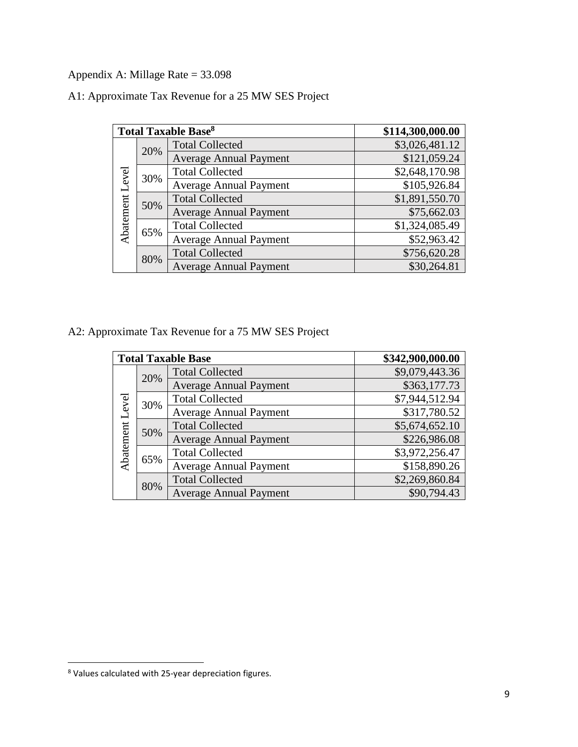Appendix A: Millage Rate = 33.098

A1: Approximate Tax Revenue for a 25 MW SES Project

| **Total Taxable Base**[8] | | | **$114,300,000.00** |
|---|---|---|---|
| Abatement Level | 20% | Total Collected | $3,026,481.12 |
| | | Average Annual Payment | $121,059.24 |
| | 30% | Total Collected | $2,648,170.98 |
| | | Average Annual Payment | $105,926.84 |
| | 50% | Total Collected | $1,891,550.70 |
| | | Average Annual Payment | $75,662.03 |
| | 65% | Total Collected | $1,324,085.49 |
| | | Average Annual Payment | $52,963.42 |
| | 80% | Total Collected | $756,620.28 |
| | | Average Annual Payment | $30,264.81 |

A2: Approximate Tax Revenue for a 75 MW SES Project

| **Total Taxable Base** | | | **$342,900,000.00** |
|---|---|---|---|
| Abatement Level | 20% | Total Collected | $9,079,443.36 |
| | | Average Annual Payment | $363,177.73 |
| | 30% | Total Collected | $7,944,512.94 |
| | | Average Annual Payment | $317,780.52 |
| | 50% | Total Collected | $5,674,652.10 |
| | | Average Annual Payment | $226,986.08 |
| | 65% | Total Collected | $3,972,256.47 |
| | | Average Annual Payment | $158,890.26 |
| | 80% | Total Collected | $2,269,860.84 |
| | | Average Annual Payment | $90,794.43 |

[8] Values calculated with 25-year depreciation figures.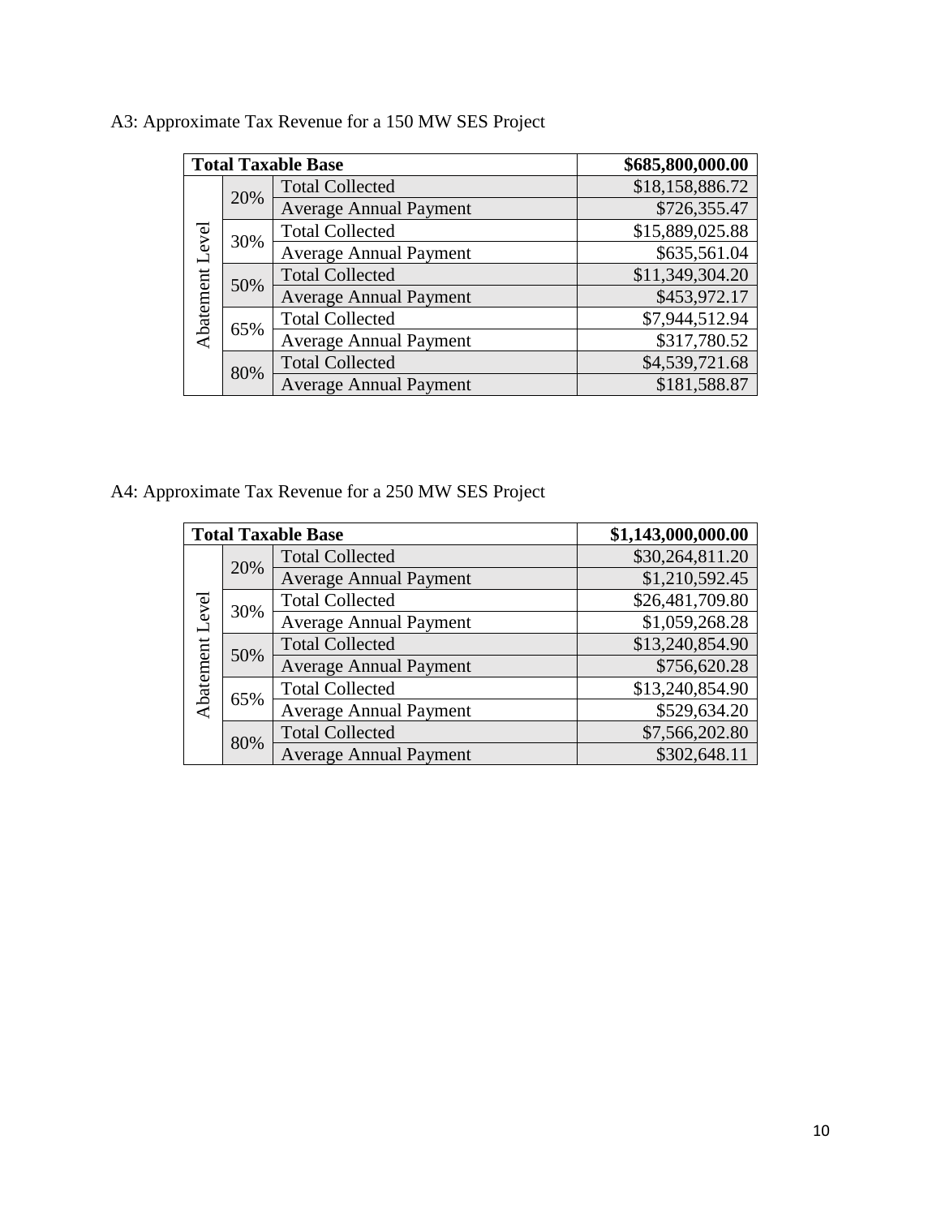A3: Approximate Tax Revenue for a 150 MW SES Project

| Total Taxable Base | | | $685,800,000.00 |
|---|---|---|---|
| Abatement Level | 20% | Total Collected | $18,158,886.72 |
| | | Average Annual Payment | $726,355.47 |
| | 30% | Total Collected | $15,889,025.88 |
| | | Average Annual Payment | $635,561.04 |
| | 50% | Total Collected | $11,349,304.20 |
| | | Average Annual Payment | $453,972.17 |
| | 65% | Total Collected | $7,944,512.94 |
| | | Average Annual Payment | $317,780.52 |
| | 80% | Total Collected | $4,539,721.68 |
| | | Average Annual Payment | $181,588.87 |

A4: Approximate Tax Revenue for a 250 MW SES Project

| Total Taxable Base | | | $1,143,000,000.00 |
|---|---|---|---|
| Abatement Level | 20% | Total Collected | $30,264,811.20 |
| | | Average Annual Payment | $1,210,592.45 |
| | 30% | Total Collected | $26,481,709.80 |
| | | Average Annual Payment | $1,059,268.28 |
| | 50% | Total Collected | $13,240,854.90 |
| | | Average Annual Payment | $756,620.28 |
| | 65% | Total Collected | $13,240,854.90 |
| | | Average Annual Payment | $529,634.20 |
| | 80% | Total Collected | $7,566,202.80 |
| | | Average Annual Payment | $302,648.11 |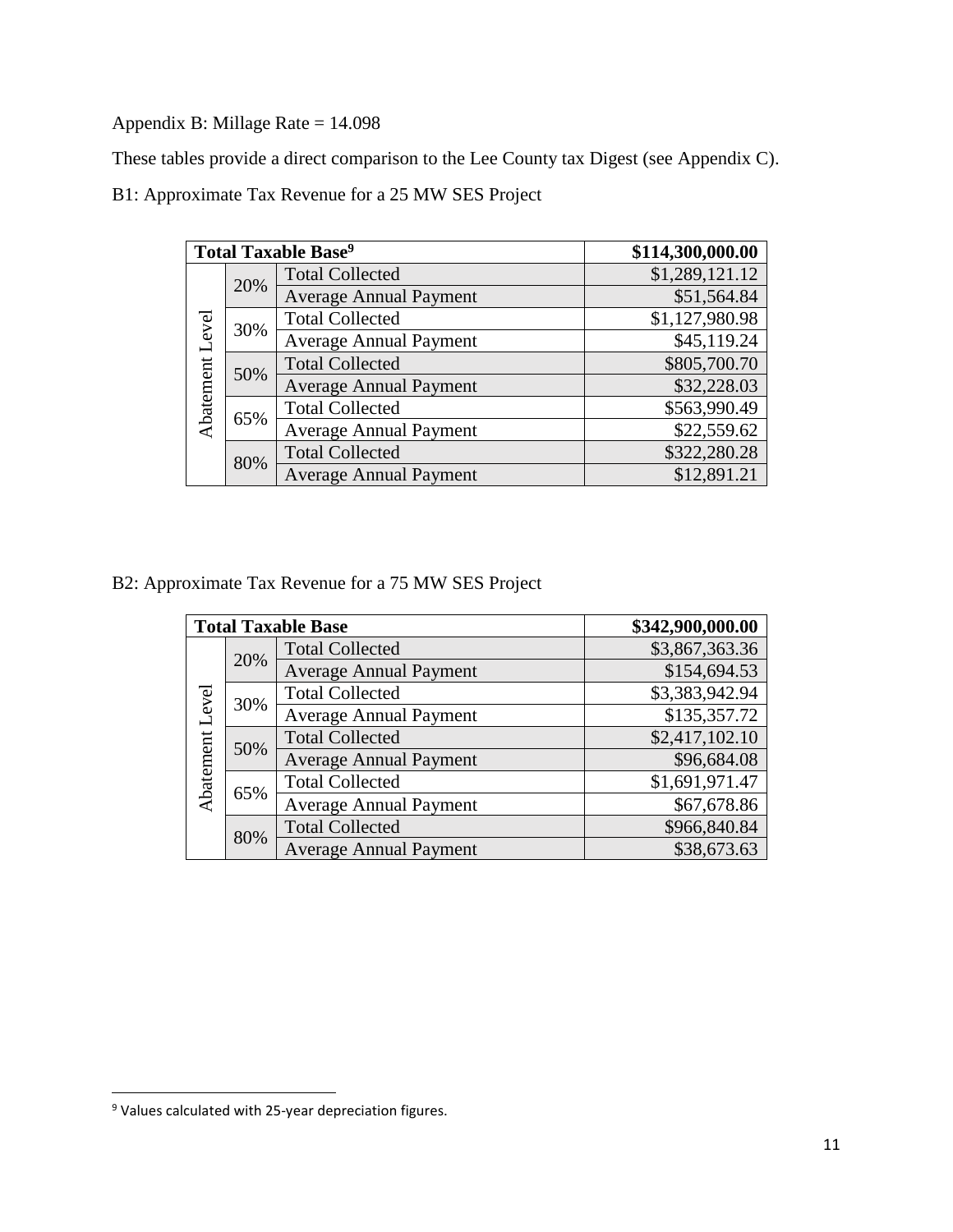Appendix B: Millage Rate = 14.098

These tables provide a direct comparison to the Lee County tax Digest (see Appendix C).

B1: Approximate Tax Revenue for a 25 MW SES Project

| **Total Taxable Base**[9] | | | **$114,300,000.00** |
|---|---|---|---|
| Abatement Level | 20% | Total Collected | $1,289,121.12 |
| | | Average Annual Payment | $51,564.84 |
| | 30% | Total Collected | $1,127,980.98 |
| | | Average Annual Payment | $45,119.24 |
| | 50% | Total Collected | $805,700.70 |
| | | Average Annual Payment | $32,228.03 |
| | 65% | Total Collected | $563,990.49 |
| | | Average Annual Payment | $22,559.62 |
| | 80% | Total Collected | $322,280.28 |
| | | Average Annual Payment | $12,891.21 |

B2: Approximate Tax Revenue for a 75 MW SES Project

| **Total Taxable Base** | | | **$342,900,000.00** |
|---|---|---|---|
| Abatement Level | 20% | Total Collected | $3,867,363.36 |
| | | Average Annual Payment | $154,694.53 |
| | 30% | Total Collected | $3,383,942.94 |
| | | Average Annual Payment | $135,357.72 |
| | 50% | Total Collected | $2,417,102.10 |
| | | Average Annual Payment | $96,684.08 |
| | 65% | Total Collected | $1,691,971.47 |
| | | Average Annual Payment | $67,678.86 |
| | 80% | Total Collected | $966,840.84 |
| | | Average Annual Payment | $38,673.63 |

[9] Values calculated with 25-year depreciation figures.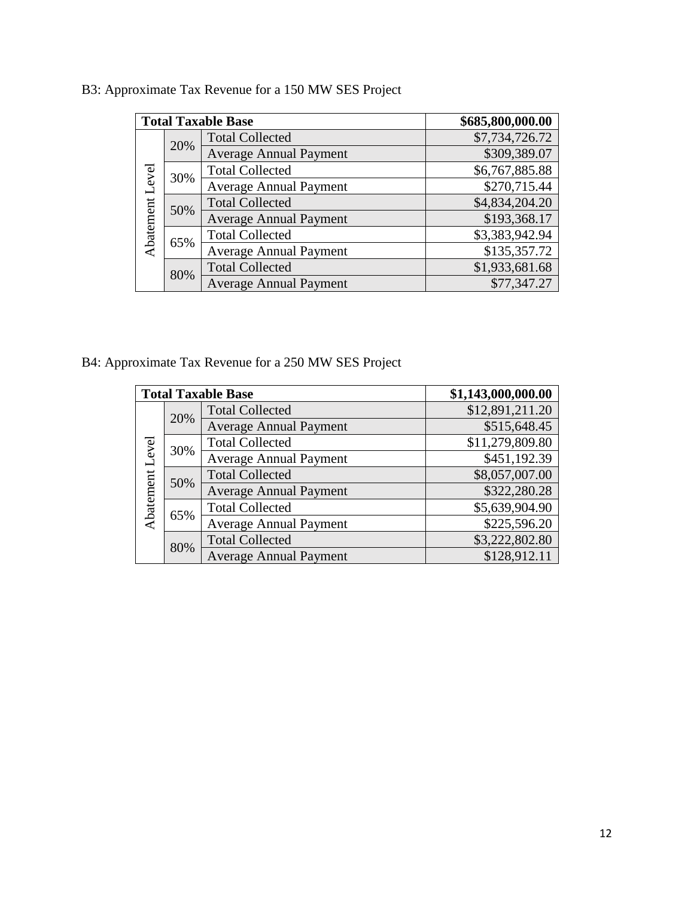B3: Approximate Tax Revenue for a 150 MW SES Project

| Total Taxable Base | | | $685,800,000.00 |
|---|---|---|---|
| Abatement Level | 20% | Total Collected | $7,734,726.72 |
| | | Average Annual Payment | $309,389.07 |
| | 30% | Total Collected | $6,767,885.88 |
| | | Average Annual Payment | $270,715.44 |
| | 50% | Total Collected | $4,834,204.20 |
| | | Average Annual Payment | $193,368.17 |
| | 65% | Total Collected | $3,383,942.94 |
| | | Average Annual Payment | $135,357.72 |
| | 80% | Total Collected | $1,933,681.68 |
| | | Average Annual Payment | $77,347.27 |

B4: Approximate Tax Revenue for a 250 MW SES Project

| Total Taxable Base | | | $1,143,000,000.00 |
|---|---|---|---|
| Abatement Level | 20% | Total Collected | $12,891,211.20 |
| | | Average Annual Payment | $515,648.45 |
| | 30% | Total Collected | $11,279,809.80 |
| | | Average Annual Payment | $451,192.39 |
| | 50% | Total Collected | $8,057,007.00 |
| | | Average Annual Payment | $322,280.28 |
| | 65% | Total Collected | $5,639,904.90 |
| | | Average Annual Payment | $225,596.20 |
| | 80% | Total Collected | $3,222,802.80 |
| | | Average Annual Payment | $128,912.11 |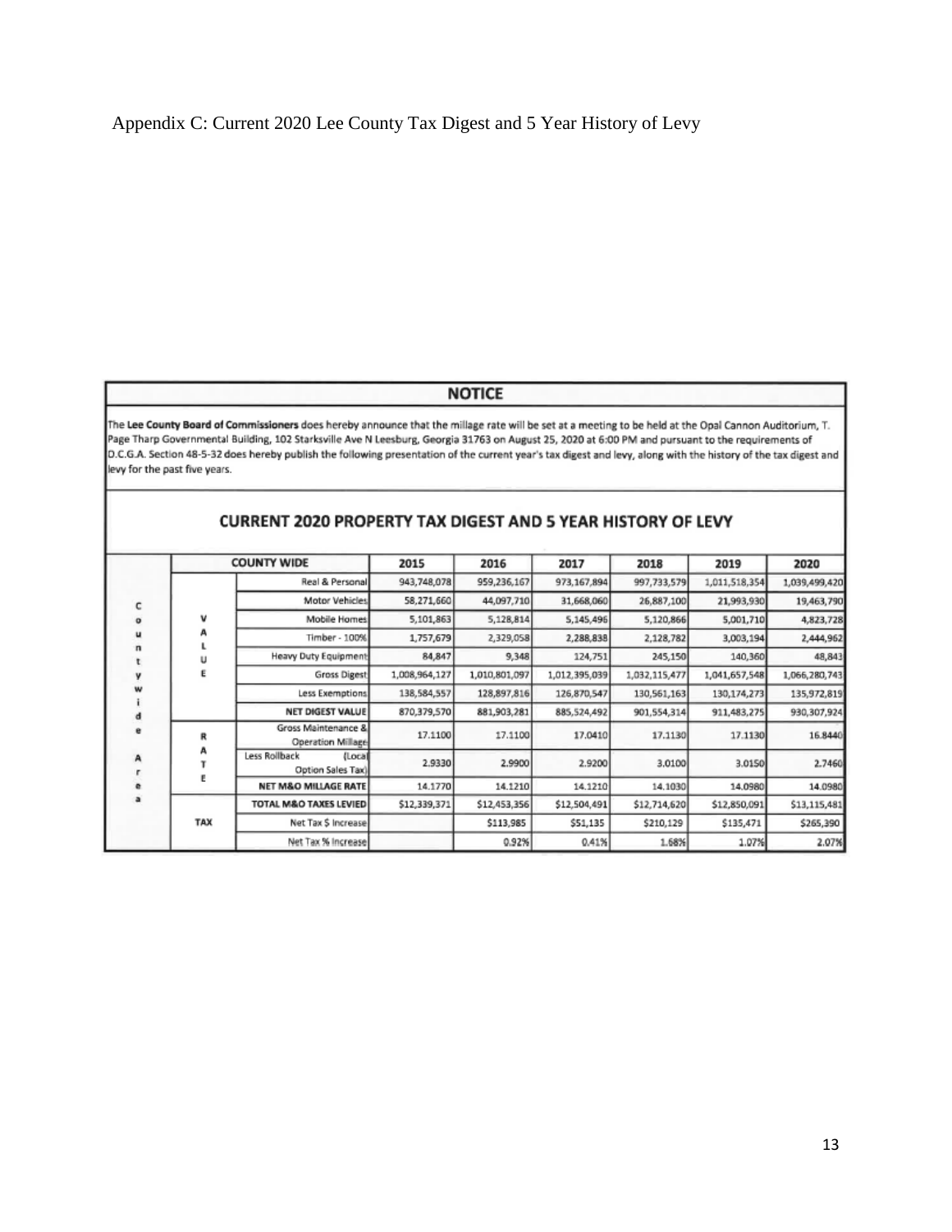Appendix C: Current 2020 Lee County Tax Digest and 5 Year History of Levy

## NOTICE

The **Lee County Board of Commissioners** does hereby announce that the millage rate will be set at a meeting to be held at the Opal Cannon Auditorium, T. Page Tharp Governmental Building, 102 Starksville Ave N Leesburg, Georgia 31763 on August 25, 2020 at 6:00 PM and pursuant to the requirements of O.C.G.A. Section 48-5-32 does hereby publish the following presentation of the current year's tax digest and levy, along with the history of the tax digest and levy for the past five years.

## CURRENT 2020 PROPERTY TAX DIGEST AND 5 YEAR HISTORY OF LEVY

| | COUNTY WIDE | | 2015 | 2016 | 2017 | 2018 | 2019 | 2020 |
|---|---|---|---|---|---|---|---|---|
| Countywide Area | VALUE | Real & Personal | 943,748,078 | 959,236,167 | 973,167,894 | 997,733,579 | 1,011,518,354 | 1,039,499,420 |
| | | Motor Vehicles | 58,271,660 | 44,097,710 | 31,668,060 | 26,887,100 | 21,993,930 | 19,463,790 |
| | | Mobile Homes | 5,101,863 | 5,128,814 | 5,145,496 | 5,120,866 | 5,001,710 | 4,823,728 |
| | | Timber - 100% | 1,757,679 | 2,329,058 | 2,288,838 | 2,128,782 | 3,003,194 | 2,444,962 |
| | | Heavy Duty Equipment | 84,847 | 9,348 | 124,751 | 245,150 | 140,360 | 48,843 |
| | | Gross Digest | 1,008,964,127 | 1,010,801,097 | 1,012,395,039 | 1,032,115,477 | 1,041,657,548 | 1,066,280,743 |
| | | Less Exemptions | 138,584,557 | 128,897,816 | 126,870,547 | 130,561,163 | 130,174,273 | 135,972,819 |
| | | **NET DIGEST VALUE** | 870,379,570 | 881,903,281 | 885,524,492 | 901,554,314 | 911,483,275 | 930,307,924 |
| | RATE | Gross Maintenance & Operation Millage | 17.1100 | 17.1100 | 17.0410 | 17.1130 | 17.1130 | 16.8440 |
| | | Less Rollback (Local Option Sales Tax) | 2.9330 | 2.9900 | 2.9200 | 3.0100 | 3.0150 | 2.7460 |
| | | **NET M&O MILLAGE RATE** | 14.1770 | 14.1210 | 14.1210 | 14.1030 | 14.0980 | 14.0980 |
| | TAX | **TOTAL M&O TAXES LEVIED** | $12,339,371 | $12,453,356 | $12,504,491 | $12,714,620 | $12,850,091 | $13,115,481 |
| | | Net Tax $ Increase | | $113,985 | $51,135 | $210,129 | $135,471 | $265,390 |
| | | Net Tax % Increase | | 0.92% | 0.41% | 1.68% | 1.07% | 2.07% |